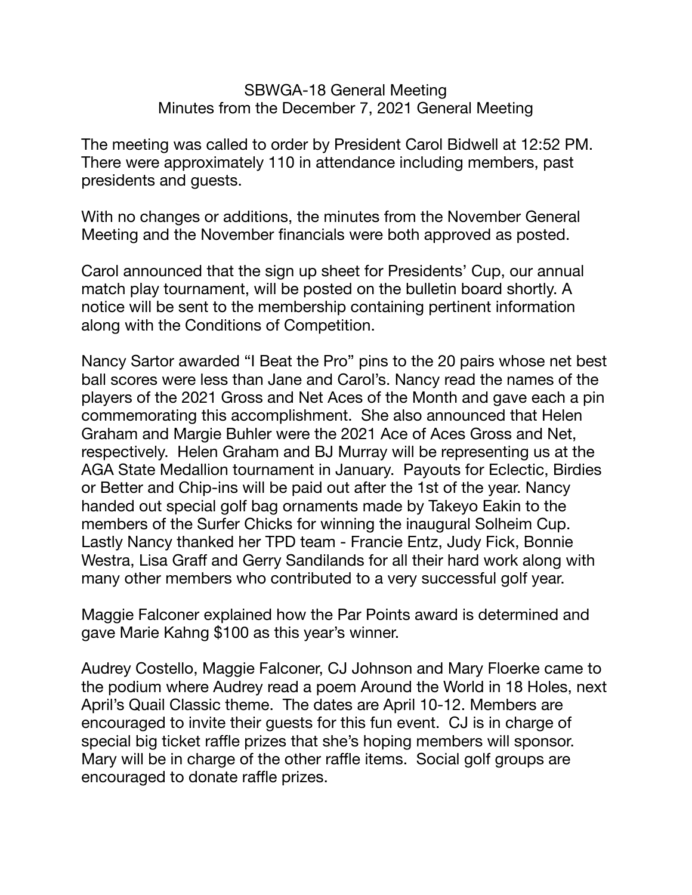# SBWGA-18 General Meeting
## Minutes from the December 7, 2021 General Meeting

The meeting was called to order by President Carol Bidwell at 12:52 PM. There were approximately 110 in attendance including members, past presidents and guests.

With no changes or additions, the minutes from the November General Meeting and the November financials were both approved as posted.

Carol announced that the sign up sheet for Presidents' Cup, our annual match play tournament, will be posted on the bulletin board shortly. A notice will be sent to the membership containing pertinent information along with the Conditions of Competition.

Nancy Sartor awarded "I Beat the Pro" pins to the 20 pairs whose net best ball scores were less than Jane and Carol's. Nancy read the names of the players of the 2021 Gross and Net Aces of the Month and gave each a pin commemorating this accomplishment. She also announced that Helen Graham and Margie Buhler were the 2021 Ace of Aces Gross and Net, respectively. Helen Graham and BJ Murray will be representing us at the AGA State Medallion tournament in January. Payouts for Eclectic, Birdies or Better and Chip-ins will be paid out after the 1st of the year. Nancy handed out special golf bag ornaments made by Takeyo Eakin to the members of the Surfer Chicks for winning the inaugural Solheim Cup. Lastly Nancy thanked her TPD team - Francie Entz, Judy Fick, Bonnie Westra, Lisa Graff and Gerry Sandilands for all their hard work along with many other members who contributed to a very successful golf year.

Maggie Falconer explained how the Par Points award is determined and gave Marie Kahng $100 as this year's winner.

Audrey Costello, Maggie Falconer, CJ Johnson and Mary Floerke came to the podium where Audrey read a poem Around the World in 18 Holes, next April's Quail Classic theme. The dates are April 10-12. Members are encouraged to invite their guests for this fun event. CJ is in charge of special big ticket raffle prizes that she's hoping members will sponsor. Mary will be in charge of the other raffle items. Social golf groups are encouraged to donate raffle prizes.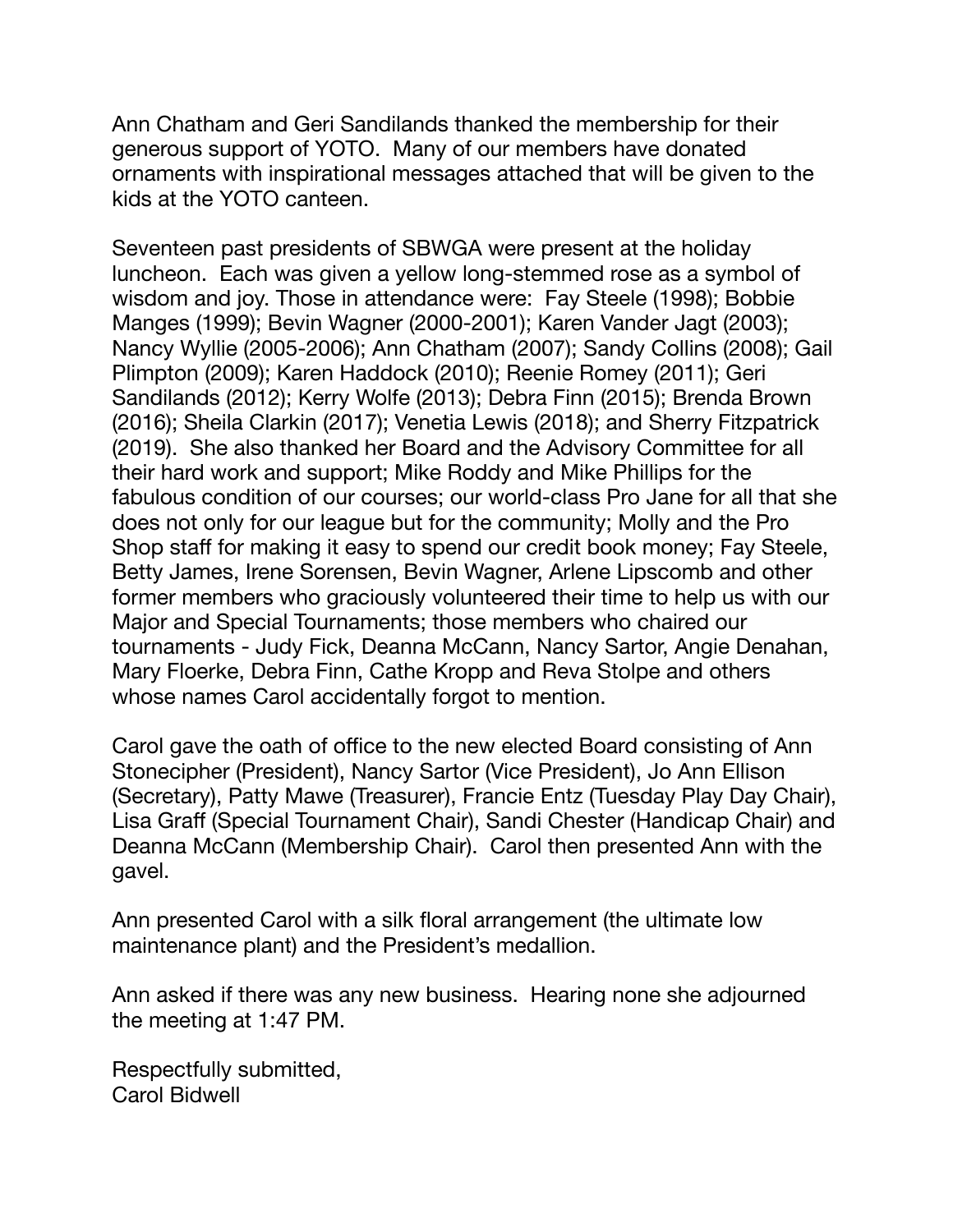Ann Chatham and Geri Sandilands thanked the membership for their generous support of YOTO. Many of our members have donated ornaments with inspirational messages attached that will be given to the kids at the YOTO canteen.

Seventeen past presidents of SBWGA were present at the holiday luncheon. Each was given a yellow long-stemmed rose as a symbol of wisdom and joy. Those in attendance were: Fay Steele (1998); Bobbie Manges (1999); Bevin Wagner (2000-2001); Karen Vander Jagt (2003); Nancy Wyllie (2005-2006); Ann Chatham (2007); Sandy Collins (2008); Gail Plimpton (2009); Karen Haddock (2010); Reenie Romey (2011); Geri Sandilands (2012); Kerry Wolfe (2013); Debra Finn (2015); Brenda Brown (2016); Sheila Clarkin (2017); Venetia Lewis (2018); and Sherry Fitzpatrick (2019). She also thanked her Board and the Advisory Committee for all their hard work and support; Mike Roddy and Mike Phillips for the fabulous condition of our courses; our world-class Pro Jane for all that she does not only for our league but for the community; Molly and the Pro Shop staff for making it easy to spend our credit book money; Fay Steele, Betty James, Irene Sorensen, Bevin Wagner, Arlene Lipscomb and other former members who graciously volunteered their time to help us with our Major and Special Tournaments; those members who chaired our tournaments - Judy Fick, Deanna McCann, Nancy Sartor, Angie Denahan, Mary Floerke, Debra Finn, Cathe Kropp and Reva Stolpe and others whose names Carol accidentally forgot to mention.

Carol gave the oath of office to the new elected Board consisting of Ann Stonecipher (President), Nancy Sartor (Vice President), Jo Ann Ellison (Secretary), Patty Mawe (Treasurer), Francie Entz (Tuesday Play Day Chair), Lisa Graff (Special Tournament Chair), Sandi Chester (Handicap Chair) and Deanna McCann (Membership Chair). Carol then presented Ann with the gavel.

Ann presented Carol with a silk floral arrangement (the ultimate low maintenance plant) and the President's medallion.

Ann asked if there was any new business. Hearing none she adjourned the meeting at 1:47 PM.

Respectfully submitted,
Carol Bidwell